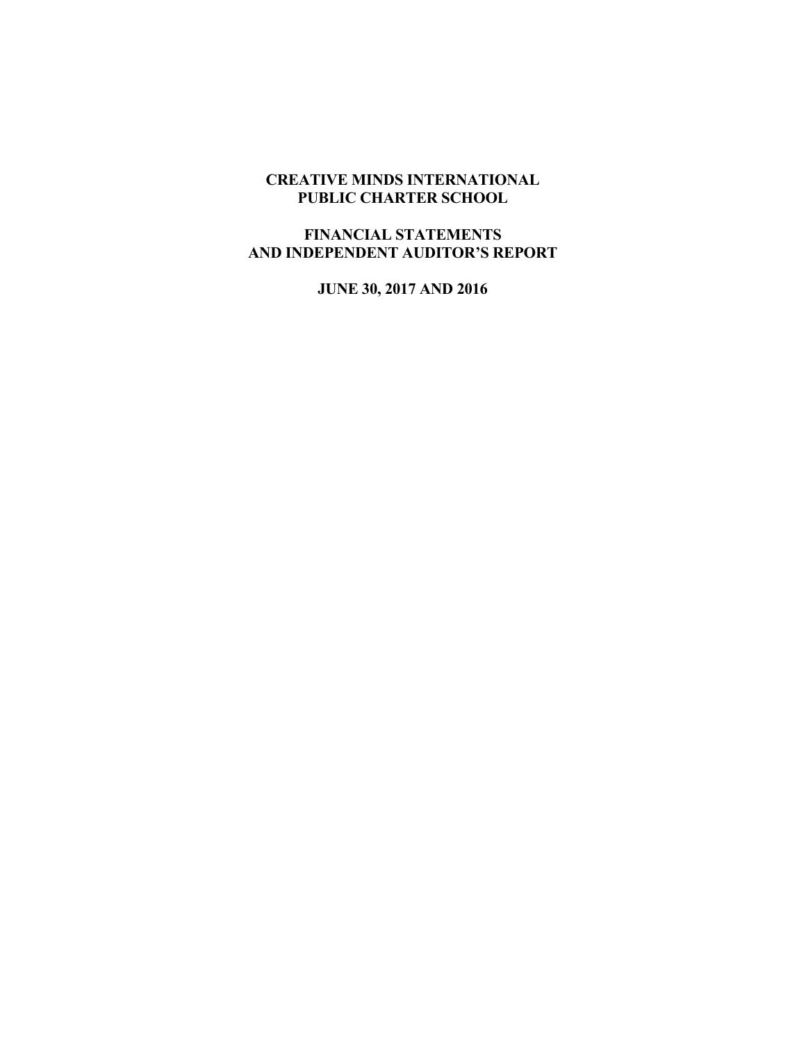# CREATIVE MINDS INTERNATIONAL PUBLIC CHARTER SCHOOL

## FINANCIAL STATEMENTS AND INDEPENDENT AUDITOR'S REPORT

### JUNE 30, 2017 AND 2016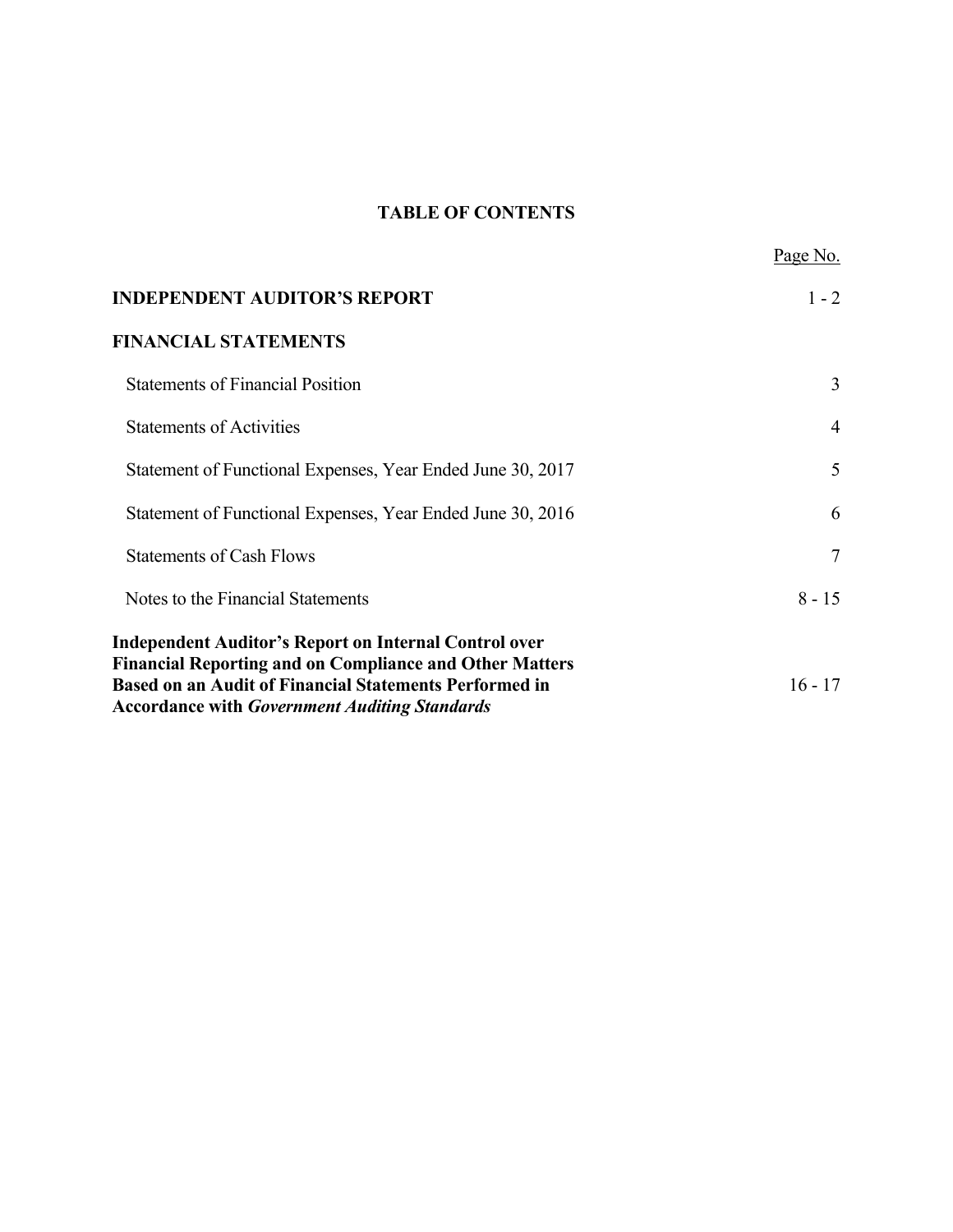# TABLE OF CONTENTS

| | Page No. |
|---|---|
| **INDEPENDENT AUDITOR'S REPORT** | 1 - 2 |
| **FINANCIAL STATEMENTS** | |
| Statements of Financial Position | 3 |
| Statements of Activities | 4 |
| Statement of Functional Expenses, Year Ended June 30, 2017 | 5 |
| Statement of Functional Expenses, Year Ended June 30, 2016 | 6 |
| Statements of Cash Flows | 7 |
| Notes to the Financial Statements | 8 - 15 |
| **Independent Auditor's Report on Internal Control over Financial Reporting and on Compliance and Other Matters Based on an Audit of Financial Statements Performed in Accordance with *Government Auditing Standards*** | 16 - 17 |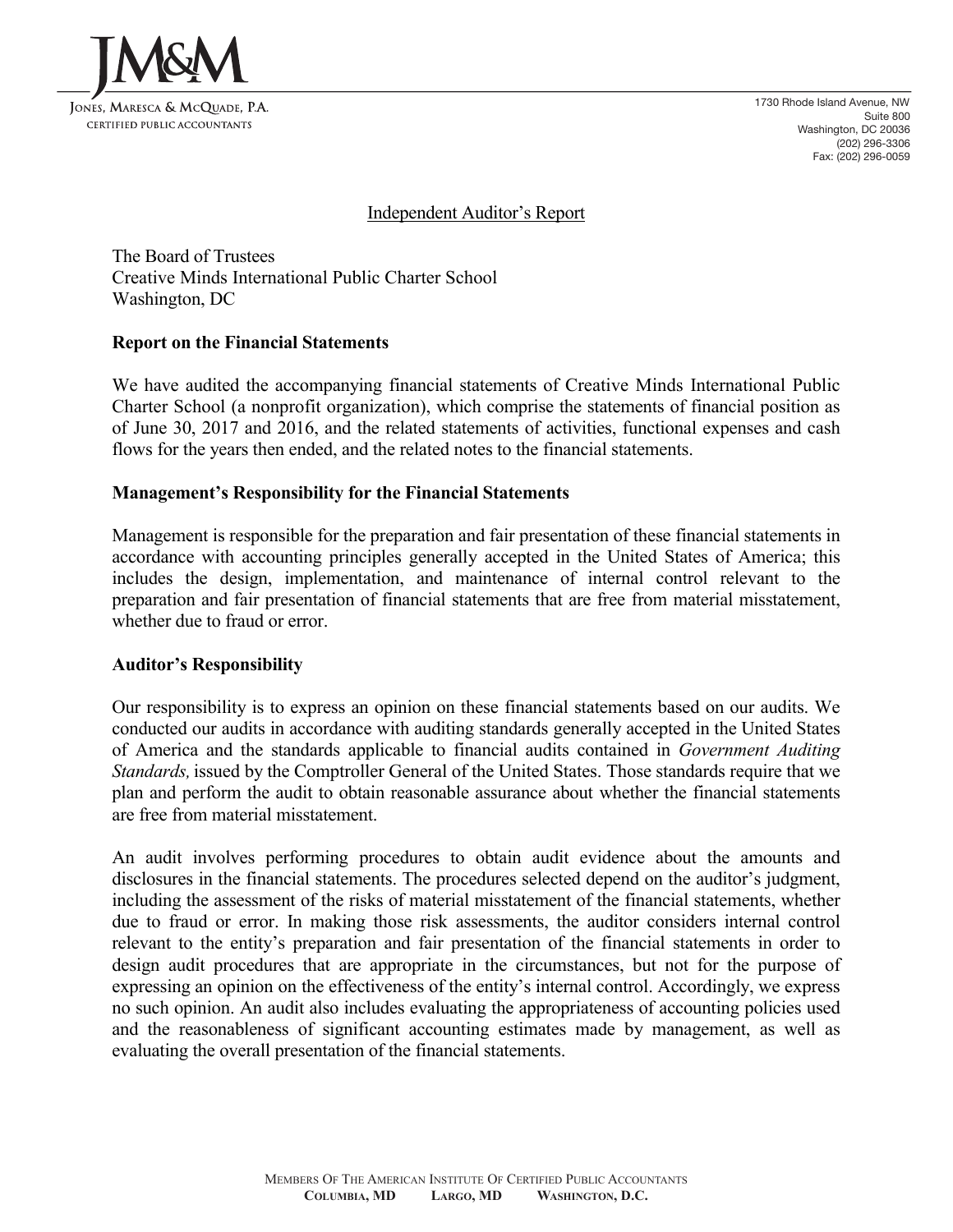JM&M

Jones, Maresca & McQuade, P.A.
CERTIFIED PUBLIC ACCOUNTANTS

1730 Rhode Island Avenue, NW
Suite 800
Washington, DC 20036
(202) 296-3306
Fax: (202) 296-0059

## Independent Auditor's Report

The Board of Trustees
Creative Minds International Public Charter School
Washington, DC

### Report on the Financial Statements

We have audited the accompanying financial statements of Creative Minds International Public Charter School (a nonprofit organization), which comprise the statements of financial position as of June 30, 2017 and 2016, and the related statements of activities, functional expenses and cash flows for the years then ended, and the related notes to the financial statements.

### Management's Responsibility for the Financial Statements

Management is responsible for the preparation and fair presentation of these financial statements in accordance with accounting principles generally accepted in the United States of America; this includes the design, implementation, and maintenance of internal control relevant to the preparation and fair presentation of financial statements that are free from material misstatement, whether due to fraud or error.

### Auditor's Responsibility

Our responsibility is to express an opinion on these financial statements based on our audits. We conducted our audits in accordance with auditing standards generally accepted in the United States of America and the standards applicable to financial audits contained in *Government Auditing Standards,* issued by the Comptroller General of the United States. Those standards require that we plan and perform the audit to obtain reasonable assurance about whether the financial statements are free from material misstatement.

An audit involves performing procedures to obtain audit evidence about the amounts and disclosures in the financial statements. The procedures selected depend on the auditor's judgment, including the assessment of the risks of material misstatement of the financial statements, whether due to fraud or error. In making those risk assessments, the auditor considers internal control relevant to the entity's preparation and fair presentation of the financial statements in order to design audit procedures that are appropriate in the circumstances, but not for the purpose of expressing an opinion on the effectiveness of the entity's internal control. Accordingly, we express no such opinion. An audit also includes evaluating the appropriateness of accounting policies used and the reasonableness of significant accounting estimates made by management, as well as evaluating the overall presentation of the financial statements.

Members Of The American Institute Of Certified Public Accountants
**Columbia, MD    Largo, MD    Washington, D.C.**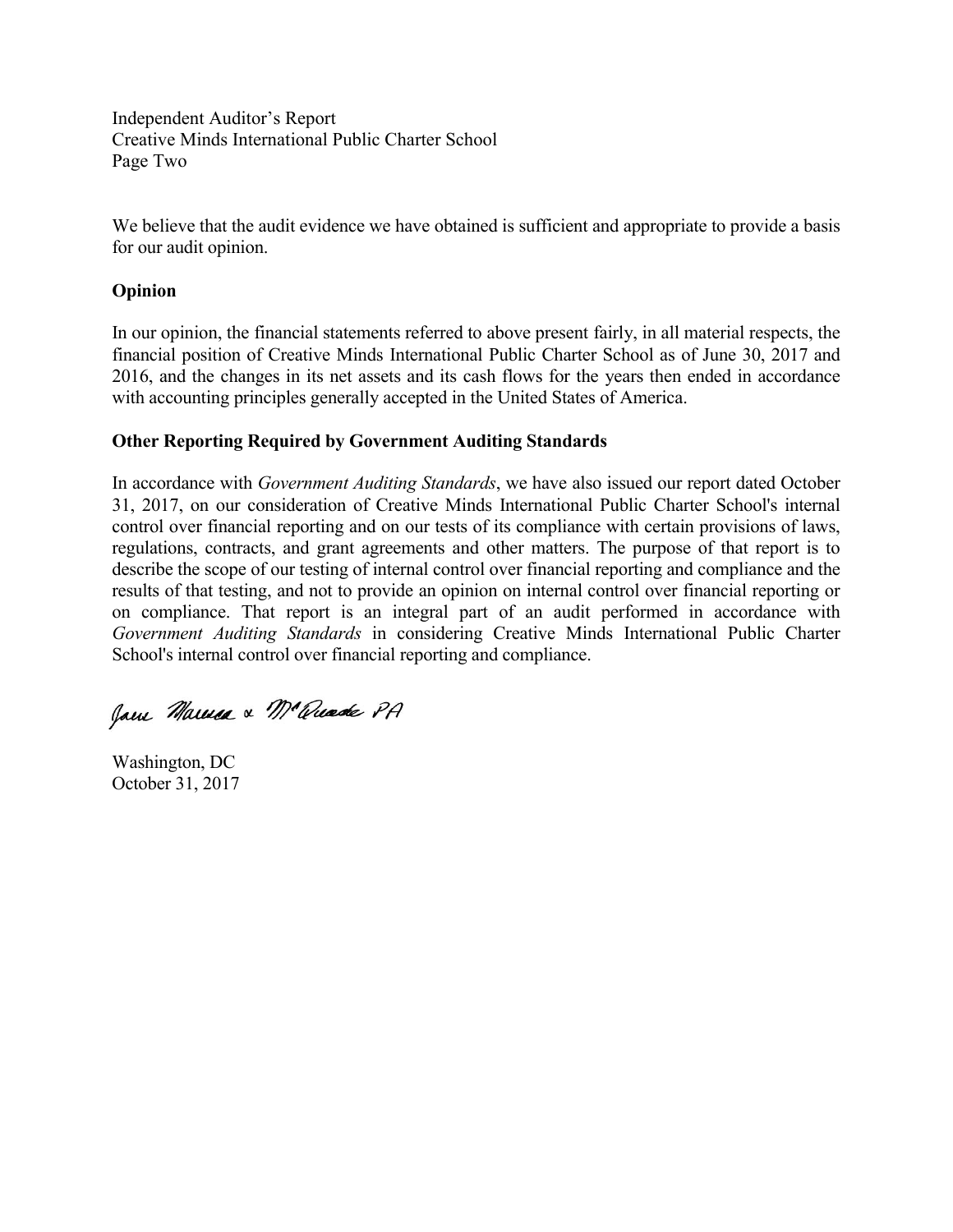We believe that the audit evidence we have obtained is sufficient and appropriate to provide a basis for our audit opinion.

**Opinion**

In our opinion, the financial statements referred to above present fairly, in all material respects, the financial position of Creative Minds International Public Charter School as of June 30, 2017 and 2016, and the changes in its net assets and its cash flows for the years then ended in accordance with accounting principles generally accepted in the United States of America.

**Other Reporting Required by Government Auditing Standards**

In accordance with *Government Auditing Standards*, we have also issued our report dated October 31, 2017, on our consideration of Creative Minds International Public Charter School's internal control over financial reporting and on our tests of its compliance with certain provisions of laws, regulations, contracts, and grant agreements and other matters. The purpose of that report is to describe the scope of our testing of internal control over financial reporting and compliance and the results of that testing, and not to provide an opinion on internal control over financial reporting or on compliance. That report is an integral part of an audit performed in accordance with *Government Auditing Standards* in considering Creative Minds International Public Charter School's internal control over financial reporting and compliance.

Jones Marsee & McQuade PA

Washington, DC
October 31, 2017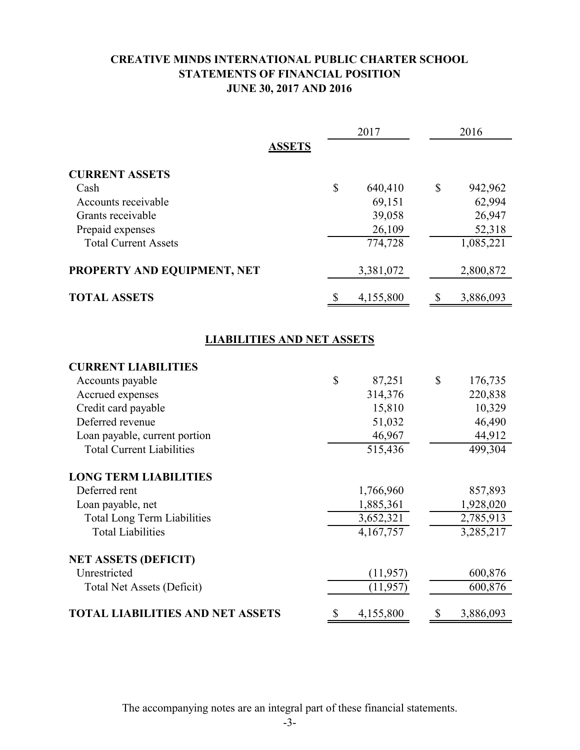# CREATIVE MINDS INTERNATIONAL PUBLIC CHARTER SCHOOL
## STATEMENTS OF FINANCIAL POSITION
### JUNE 30, 2017 AND 2016

| | 2017 | 2016 |
|---|---|---|
| **ASSETS** | | |
| **CURRENT ASSETS** | | |
| Cash | $ 640,410 | $ 942,962 |
| Accounts receivable | 69,151 | 62,994 |
| Grants receivable | 39,058 | 26,947 |
| Prepaid expenses | 26,109 | 52,318 |
| Total Current Assets | 774,728 | 1,085,221 |
| **PROPERTY AND EQUIPMENT, NET** | 3,381,072 | 2,800,872 |
| **TOTAL ASSETS** | $ 4,155,800 | $ 3,886,093 |
| **LIABILITIES AND NET ASSETS** | | |
| **CURRENT LIABILITIES** | | |
| Accounts payable | $ 87,251 | $ 176,735 |
| Accrued expenses | 314,376 | 220,838 |
| Credit card payable | 15,810 | 10,329 |
| Deferred revenue | 51,032 | 46,490 |
| Loan payable, current portion | 46,967 | 44,912 |
| Total Current Liabilities | 515,436 | 499,304 |
| **LONG TERM LIABILITIES** | | |
| Deferred rent | 1,766,960 | 857,893 |
| Loan payable, net | 1,885,361 | 1,928,020 |
| Total Long Term Liabilities | 3,652,321 | 2,785,913 |
| Total Liabilities | 4,167,757 | 3,285,217 |
| **NET ASSETS (DEFICIT)** | | |
| Unrestricted | (11,957) | 600,876 |
| Total Net Assets (Deficit) | (11,957) | 600,876 |
| **TOTAL LIABILITIES AND NET ASSETS** | $ 4,155,800 | $ 3,886,093 |

The accompanying notes are an integral part of these financial statements.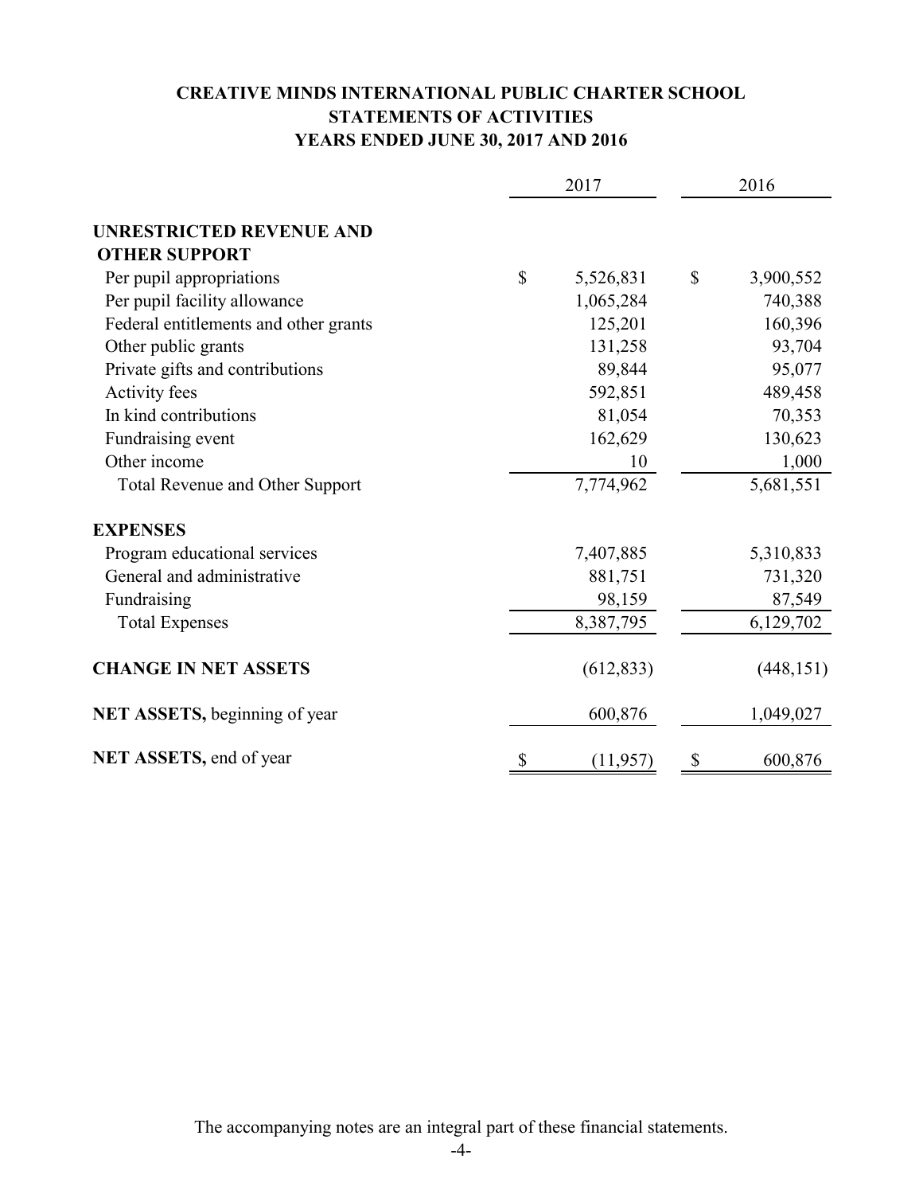**CREATIVE MINDS INTERNATIONAL PUBLIC CHARTER SCHOOL**
**STATEMENTS OF ACTIVITIES**
**YEARS ENDED JUNE 30, 2017 AND 2016**

| | 2017 | 2016 |
|---|---|---|
| **UNRESTRICTED REVENUE AND OTHER SUPPORT** | | |
| Per pupil appropriations | $ 5,526,831 | $ 3,900,552 |
| Per pupil facility allowance | 1,065,284 | 740,388 |
| Federal entitlements and other grants | 125,201 | 160,396 |
| Other public grants | 131,258 | 93,704 |
| Private gifts and contributions | 89,844 | 95,077 |
| Activity fees | 592,851 | 489,458 |
| In kind contributions | 81,054 | 70,353 |
| Fundraising event | 162,629 | 130,623 |
| Other income | 10 | 1,000 |
| Total Revenue and Other Support | 7,774,962 | 5,681,551 |
| **EXPENSES** | | |
| Program educational services | 7,407,885 | 5,310,833 |
| General and administrative | 881,751 | 731,320 |
| Fundraising | 98,159 | 87,549 |
| Total Expenses | 8,387,795 | 6,129,702 |
| **CHANGE IN NET ASSETS** | (612,833) | (448,151) |
| **NET ASSETS,** beginning of year | 600,876 | 1,049,027 |
| **NET ASSETS,** end of year | $ (11,957) | $ 600,876 |

The accompanying notes are an integral part of these financial statements.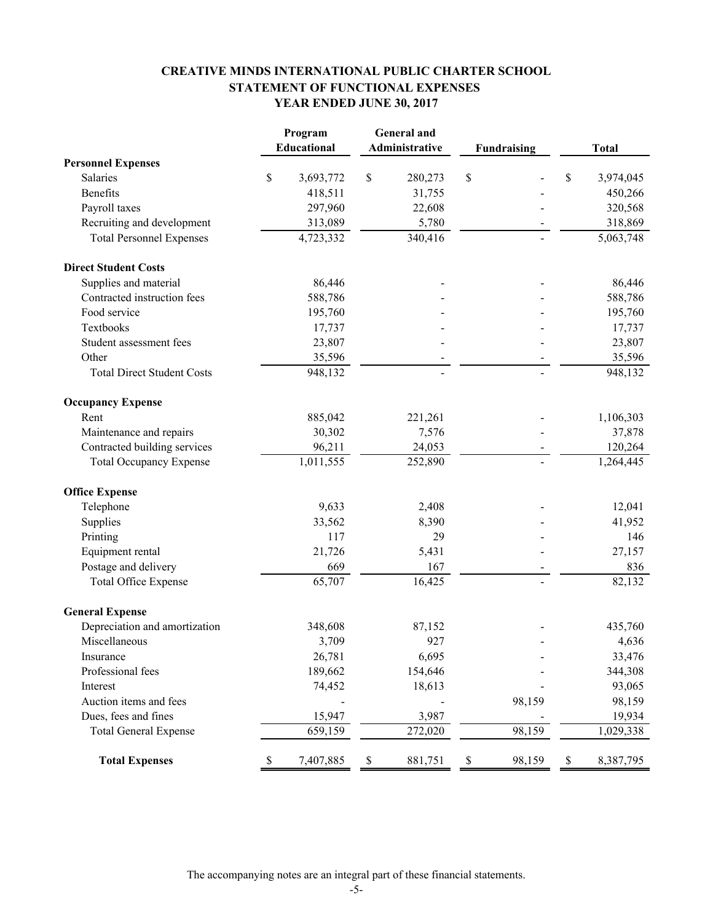# CREATIVE MINDS INTERNATIONAL PUBLIC CHARTER SCHOOL
## STATEMENT OF FUNCTIONAL EXPENSES
## YEAR ENDED JUNE 30, 2017

| | Program Educational | General and Administrative | Fundraising | Total |
|---|---|---|---|---|
| **Personnel Expenses** | | | | |
| Salaries | $ 3,693,772 | $ 280,273 | $ - | $ 3,974,045 |
| Benefits | 418,511 | 31,755 | - | 450,266 |
| Payroll taxes | 297,960 | 22,608 | - | 320,568 |
| Recruiting and development | 313,089 | 5,780 | - | 318,869 |
| Total Personnel Expenses | 4,723,332 | 340,416 | - | 5,063,748 |
| **Direct Student Costs** | | | | |
| Supplies and material | 86,446 | - | - | 86,446 |
| Contracted instruction fees | 588,786 | - | - | 588,786 |
| Food service | 195,760 | - | - | 195,760 |
| Textbooks | 17,737 | - | - | 17,737 |
| Student assessment fees | 23,807 | - | - | 23,807 |
| Other | 35,596 | - | - | 35,596 |
| Total Direct Student Costs | 948,132 | - | - | 948,132 |
| **Occupancy Expense** | | | | |
| Rent | 885,042 | 221,261 | - | 1,106,303 |
| Maintenance and repairs | 30,302 | 7,576 | - | 37,878 |
| Contracted building services | 96,211 | 24,053 | - | 120,264 |
| Total Occupancy Expense | 1,011,555 | 252,890 | - | 1,264,445 |
| **Office Expense** | | | | |
| Telephone | 9,633 | 2,408 | - | 12,041 |
| Supplies | 33,562 | 8,390 | - | 41,952 |
| Printing | 117 | 29 | - | 146 |
| Equipment rental | 21,726 | 5,431 | - | 27,157 |
| Postage and delivery | 669 | 167 | - | 836 |
| Total Office Expense | 65,707 | 16,425 | - | 82,132 |
| **General Expense** | | | | |
| Depreciation and amortization | 348,608 | 87,152 | - | 435,760 |
| Miscellaneous | 3,709 | 927 | - | 4,636 |
| Insurance | 26,781 | 6,695 | - | 33,476 |
| Professional fees | 189,662 | 154,646 | - | 344,308 |
| Interest | 74,452 | 18,613 | - | 93,065 |
| Auction items and fees | - | - | 98,159 | 98,159 |
| Dues, fees and fines | 15,947 | 3,987 | - | 19,934 |
| Total General Expense | 659,159 | 272,020 | 98,159 | 1,029,338 |
| **Total Expenses** | $ 7,407,885 | $ 881,751 | $ 98,159 | $ 8,387,795 |

The accompanying notes are an integral part of these financial statements.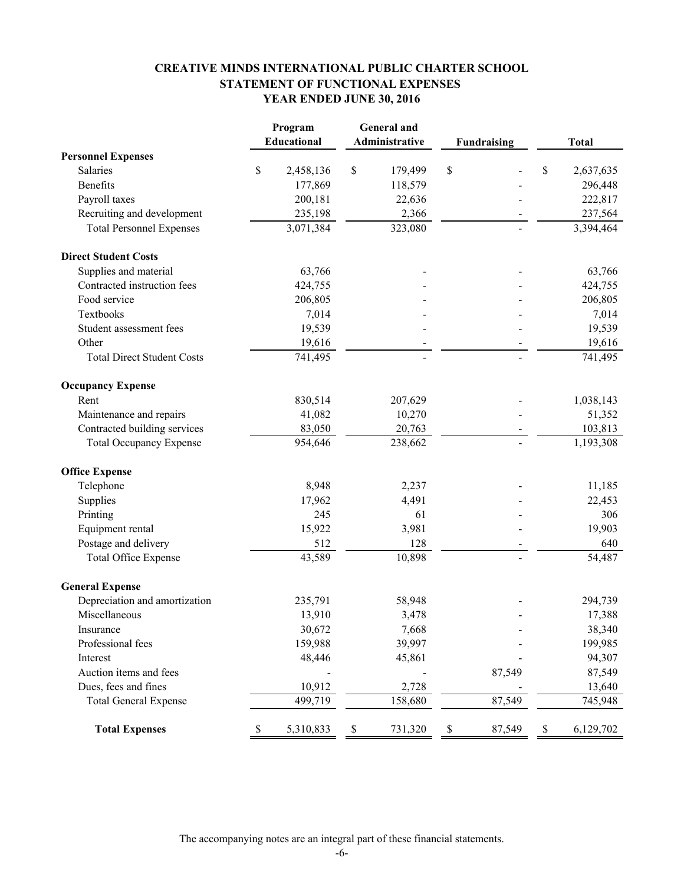# CREATIVE MINDS INTERNATIONAL PUBLIC CHARTER SCHOOL
## STATEMENT OF FUNCTIONAL EXPENSES
### YEAR ENDED JUNE 30, 2016

| | Program Educational | General and Administrative | Fundraising | Total |
|---|---|---|---|---|
| **Personnel Expenses** | | | | |
| Salaries | $ 2,458,136 | $ 179,499 | $ - | $ 2,637,635 |
| Benefits | 177,869 | 118,579 | - | 296,448 |
| Payroll taxes | 200,181 | 22,636 | - | 222,817 |
| Recruiting and development | 235,198 | 2,366 | - | 237,564 |
| Total Personnel Expenses | 3,071,384 | 323,080 | - | 3,394,464 |
| **Direct Student Costs** | | | | |
| Supplies and material | 63,766 | - | - | 63,766 |
| Contracted instruction fees | 424,755 | - | - | 424,755 |
| Food service | 206,805 | - | - | 206,805 |
| Textbooks | 7,014 | - | - | 7,014 |
| Student assessment fees | 19,539 | - | - | 19,539 |
| Other | 19,616 | - | - | 19,616 |
| Total Direct Student Costs | 741,495 | - | - | 741,495 |
| **Occupancy Expense** | | | | |
| Rent | 830,514 | 207,629 | - | 1,038,143 |
| Maintenance and repairs | 41,082 | 10,270 | - | 51,352 |
| Contracted building services | 83,050 | 20,763 | - | 103,813 |
| Total Occupancy Expense | 954,646 | 238,662 | - | 1,193,308 |
| **Office Expense** | | | | |
| Telephone | 8,948 | 2,237 | - | 11,185 |
| Supplies | 17,962 | 4,491 | - | 22,453 |
| Printing | 245 | 61 | - | 306 |
| Equipment rental | 15,922 | 3,981 | - | 19,903 |
| Postage and delivery | 512 | 128 | - | 640 |
| Total Office Expense | 43,589 | 10,898 | - | 54,487 |
| **General Expense** | | | | |
| Depreciation and amortization | 235,791 | 58,948 | - | 294,739 |
| Miscellaneous | 13,910 | 3,478 | - | 17,388 |
| Insurance | 30,672 | 7,668 | - | 38,340 |
| Professional fees | 159,988 | 39,997 | - | 199,985 |
| Interest | 48,446 | 45,861 | - | 94,307 |
| Auction items and fees | - | - | 87,549 | 87,549 |
| Dues, fees and fines | 10,912 | 2,728 | - | 13,640 |
| Total General Expense | 499,719 | 158,680 | 87,549 | 745,948 |
| **Total Expenses** | $ 5,310,833 | $ 731,320 | $ 87,549 | $ 6,129,702 |

The accompanying notes are an integral part of these financial statements.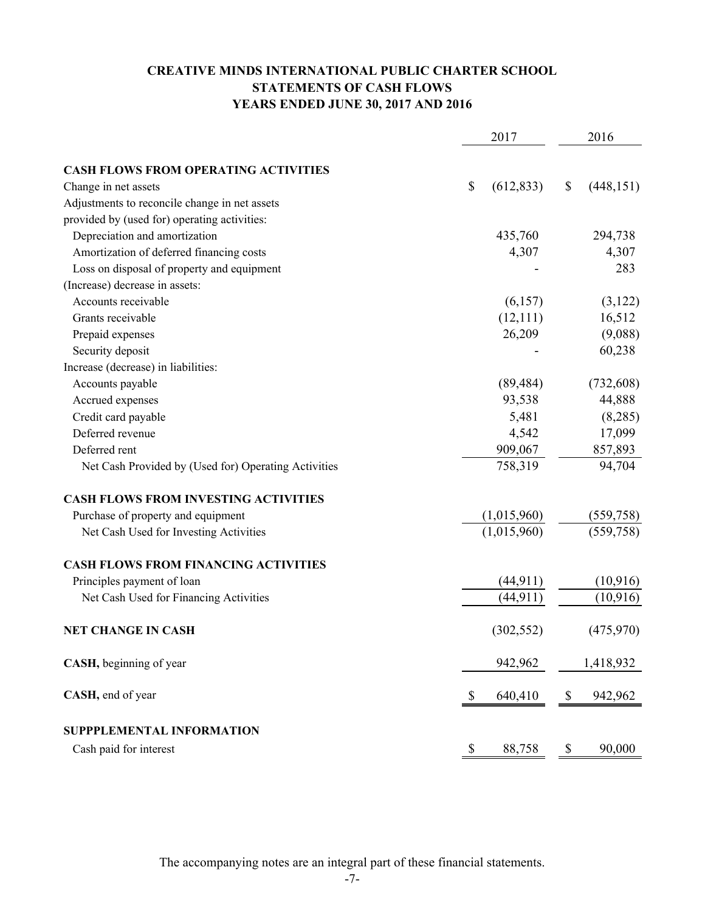# CREATIVE MINDS INTERNATIONAL PUBLIC CHARTER SCHOOL
## STATEMENTS OF CASH FLOWS
### YEARS ENDED JUNE 30, 2017 AND 2016

| | 2017 | 2016 |
|---|---|---|
| **CASH FLOWS FROM OPERATING ACTIVITIES** | | |
| Change in net assets | $ (612,833) | $ (448,151) |
| Adjustments to reconcile change in net assets provided by (used for) operating activities: | | |
| Depreciation and amortization | 435,760 | 294,738 |
| Amortization of deferred financing costs | 4,307 | 4,307 |
| Loss on disposal of property and equipment | - | 283 |
| (Increase) decrease in assets: | | |
| Accounts receivable | (6,157) | (3,122) |
| Grants receivable | (12,111) | 16,512 |
| Prepaid expenses | 26,209 | (9,088) |
| Security deposit | - | 60,238 |
| Increase (decrease) in liabilities: | | |
| Accounts payable | (89,484) | (732,608) |
| Accrued expenses | 93,538 | 44,888 |
| Credit card payable | 5,481 | (8,285) |
| Deferred revenue | 4,542 | 17,099 |
| Deferred rent | 909,067 | 857,893 |
| Net Cash Provided by (Used for) Operating Activities | 758,319 | 94,704 |
| **CASH FLOWS FROM INVESTING ACTIVITIES** | | |
| Purchase of property and equipment | (1,015,960) | (559,758) |
| Net Cash Used for Investing Activities | (1,015,960) | (559,758) |
| **CASH FLOWS FROM FINANCING ACTIVITIES** | | |
| Principles payment of loan | (44,911) | (10,916) |
| Net Cash Used for Financing Activities | (44,911) | (10,916) |
| **NET CHANGE IN CASH** | (302,552) | (475,970) |
| **CASH,** beginning of year | 942,962 | 1,418,932 |
| **CASH,** end of year | $ 640,410 | $ 942,962 |
| **SUPPPLEMENTAL INFORMATION** | | |
| Cash paid for interest | $ 88,758 | $ 90,000 |

The accompanying notes are an integral part of these financial statements.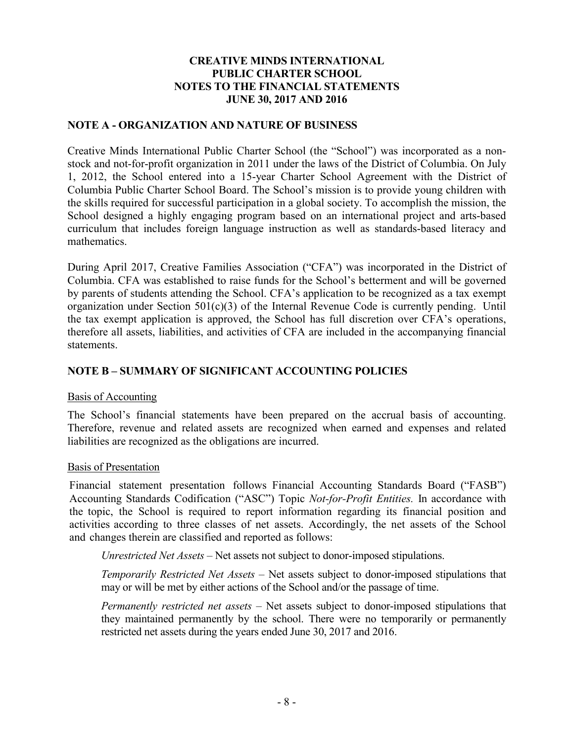**CREATIVE MINDS INTERNATIONAL**
**PUBLIC CHARTER SCHOOL**
**NOTES TO THE FINANCIAL STATEMENTS**
**JUNE 30, 2017 AND 2016**

## NOTE A - ORGANIZATION AND NATURE OF BUSINESS

Creative Minds International Public Charter School (the "School") was incorporated as a non-stock and not-for-profit organization in 2011 under the laws of the District of Columbia. On July 1, 2012, the School entered into a 15-year Charter School Agreement with the District of Columbia Public Charter School Board. The School's mission is to provide young children with the skills required for successful participation in a global society. To accomplish the mission, the School designed a highly engaging program based on an international project and arts-based curriculum that includes foreign language instruction as well as standards-based literacy and mathematics.

During April 2017, Creative Families Association ("CFA") was incorporated in the District of Columbia. CFA was established to raise funds for the School's betterment and will be governed by parents of students attending the School. CFA's application to be recognized as a tax exempt organization under Section 501(c)(3) of the Internal Revenue Code is currently pending. Until the tax exempt application is approved, the School has full discretion over CFA's operations, therefore all assets, liabilities, and activities of CFA are included in the accompanying financial statements.

## NOTE B – SUMMARY OF SIGNIFICANT ACCOUNTING POLICIES

### Basis of Accounting

The School's financial statements have been prepared on the accrual basis of accounting. Therefore, revenue and related assets are recognized when earned and expenses and related liabilities are recognized as the obligations are incurred.

### Basis of Presentation

Financial statement presentation follows Financial Accounting Standards Board ("FASB") Accounting Standards Codification ("ASC") Topic *Not-for-Profit Entities.* In accordance with the topic, the School is required to report information regarding its financial position and activities according to three classes of net assets. Accordingly, the net assets of the School and changes therein are classified and reported as follows:

*Unrestricted Net Assets* – Net assets not subject to donor-imposed stipulations.

*Temporarily Restricted Net Assets* – Net assets subject to donor-imposed stipulations that may or will be met by either actions of the School and/or the passage of time.

*Permanently restricted net assets* – Net assets subject to donor-imposed stipulations that they maintained permanently by the school. There were no temporarily or permanently restricted net assets during the years ended June 30, 2017 and 2016.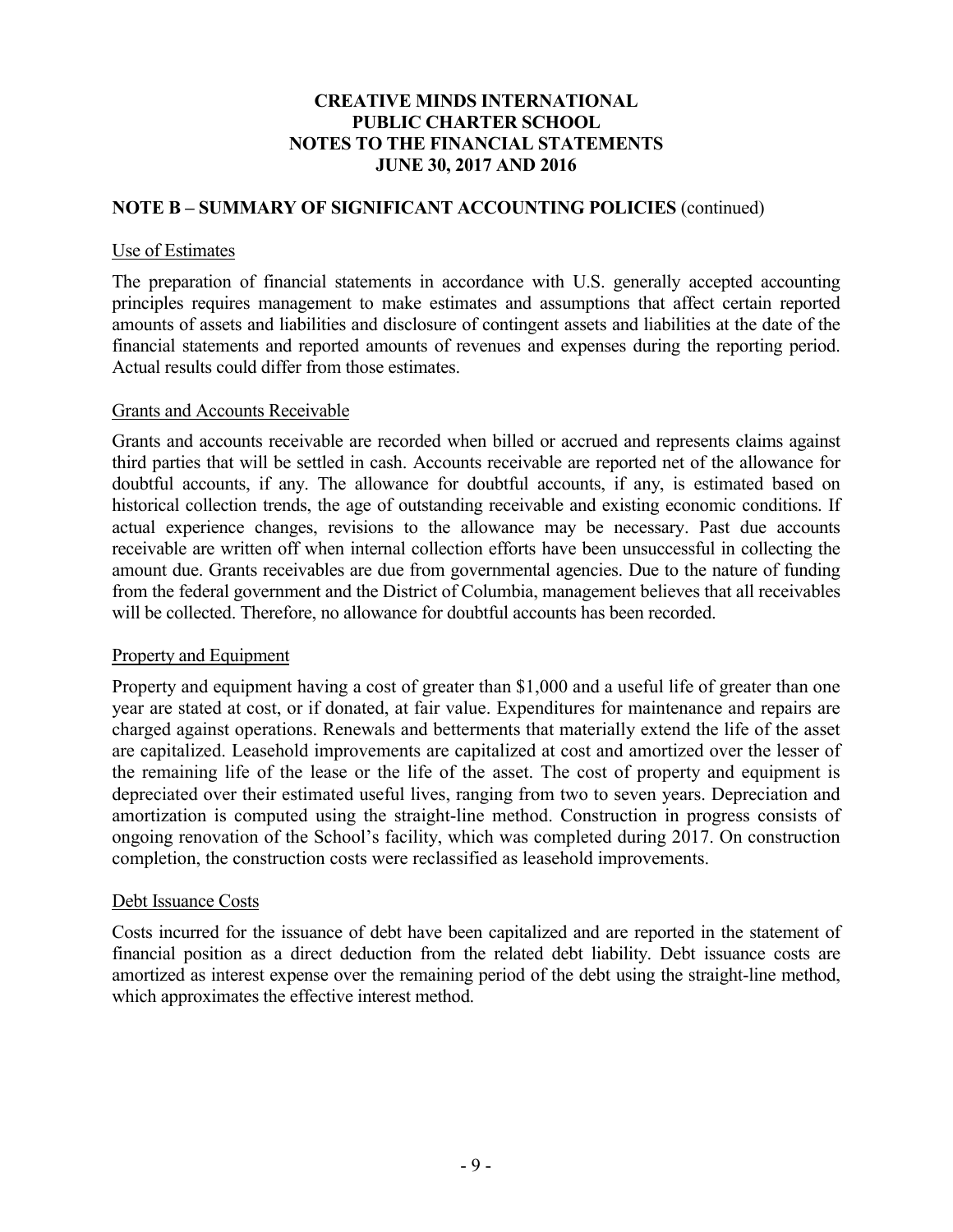# CREATIVE MINDS INTERNATIONAL PUBLIC CHARTER SCHOOL NOTES TO THE FINANCIAL STATEMENTS JUNE 30, 2017 AND 2016

## NOTE B – SUMMARY OF SIGNIFICANT ACCOUNTING POLICIES (continued)

### Use of Estimates

The preparation of financial statements in accordance with U.S. generally accepted accounting principles requires management to make estimates and assumptions that affect certain reported amounts of assets and liabilities and disclosure of contingent assets and liabilities at the date of the financial statements and reported amounts of revenues and expenses during the reporting period. Actual results could differ from those estimates.

### Grants and Accounts Receivable

Grants and accounts receivable are recorded when billed or accrued and represents claims against third parties that will be settled in cash. Accounts receivable are reported net of the allowance for doubtful accounts, if any. The allowance for doubtful accounts, if any, is estimated based on historical collection trends, the age of outstanding receivable and existing economic conditions. If actual experience changes, revisions to the allowance may be necessary. Past due accounts receivable are written off when internal collection efforts have been unsuccessful in collecting the amount due. Grants receivables are due from governmental agencies. Due to the nature of funding from the federal government and the District of Columbia, management believes that all receivables will be collected. Therefore, no allowance for doubtful accounts has been recorded.

### Property and Equipment

Property and equipment having a cost of greater than $1,000 and a useful life of greater than one year are stated at cost, or if donated, at fair value. Expenditures for maintenance and repairs are charged against operations. Renewals and betterments that materially extend the life of the asset are capitalized. Leasehold improvements are capitalized at cost and amortized over the lesser of the remaining life of the lease or the life of the asset. The cost of property and equipment is depreciated over their estimated useful lives, ranging from two to seven years. Depreciation and amortization is computed using the straight-line method. Construction in progress consists of ongoing renovation of the School's facility, which was completed during 2017. On construction completion, the construction costs were reclassified as leasehold improvements.

### Debt Issuance Costs

Costs incurred for the issuance of debt have been capitalized and are reported in the statement of financial position as a direct deduction from the related debt liability. Debt issuance costs are amortized as interest expense over the remaining period of the debt using the straight-line method, which approximates the effective interest method.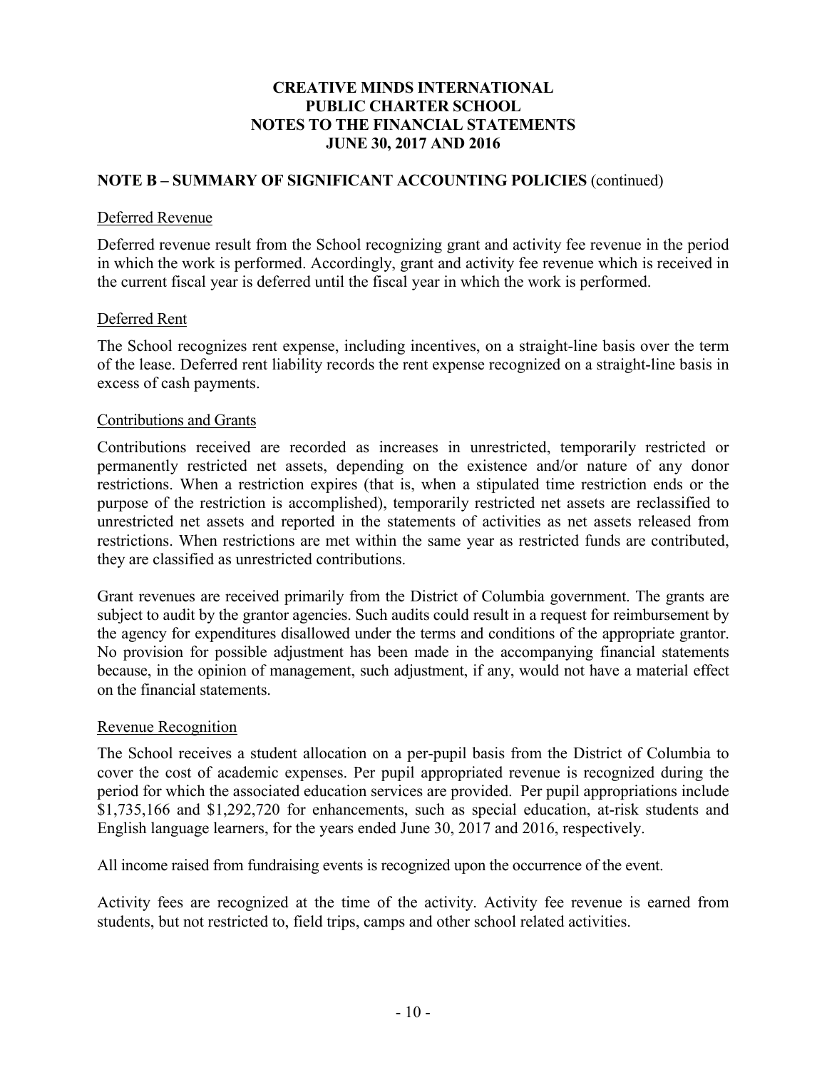# CREATIVE MINDS INTERNATIONAL PUBLIC CHARTER SCHOOL
## NOTES TO THE FINANCIAL STATEMENTS
## JUNE 30, 2017 AND 2016

### NOTE B – SUMMARY OF SIGNIFICANT ACCOUNTING POLICIES (continued)

#### Deferred Revenue

Deferred revenue result from the School recognizing grant and activity fee revenue in the period in which the work is performed. Accordingly, grant and activity fee revenue which is received in the current fiscal year is deferred until the fiscal year in which the work is performed.

#### Deferred Rent

The School recognizes rent expense, including incentives, on a straight-line basis over the term of the lease. Deferred rent liability records the rent expense recognized on a straight-line basis in excess of cash payments.

#### Contributions and Grants

Contributions received are recorded as increases in unrestricted, temporarily restricted or permanently restricted net assets, depending on the existence and/or nature of any donor restrictions. When a restriction expires (that is, when a stipulated time restriction ends or the purpose of the restriction is accomplished), temporarily restricted net assets are reclassified to unrestricted net assets and reported in the statements of activities as net assets released from restrictions. When restrictions are met within the same year as restricted funds are contributed, they are classified as unrestricted contributions.

Grant revenues are received primarily from the District of Columbia government. The grants are subject to audit by the grantor agencies. Such audits could result in a request for reimbursement by the agency for expenditures disallowed under the terms and conditions of the appropriate grantor. No provision for possible adjustment has been made in the accompanying financial statements because, in the opinion of management, such adjustment, if any, would not have a material effect on the financial statements.

#### Revenue Recognition

The School receives a student allocation on a per-pupil basis from the District of Columbia to cover the cost of academic expenses. Per pupil appropriated revenue is recognized during the period for which the associated education services are provided. Per pupil appropriations include $1,735,166 and $1,292,720 for enhancements, such as special education, at-risk students and English language learners, for the years ended June 30, 2017 and 2016, respectively.

All income raised from fundraising events is recognized upon the occurrence of the event.

Activity fees are recognized at the time of the activity. Activity fee revenue is earned from students, but not restricted to, field trips, camps and other school related activities.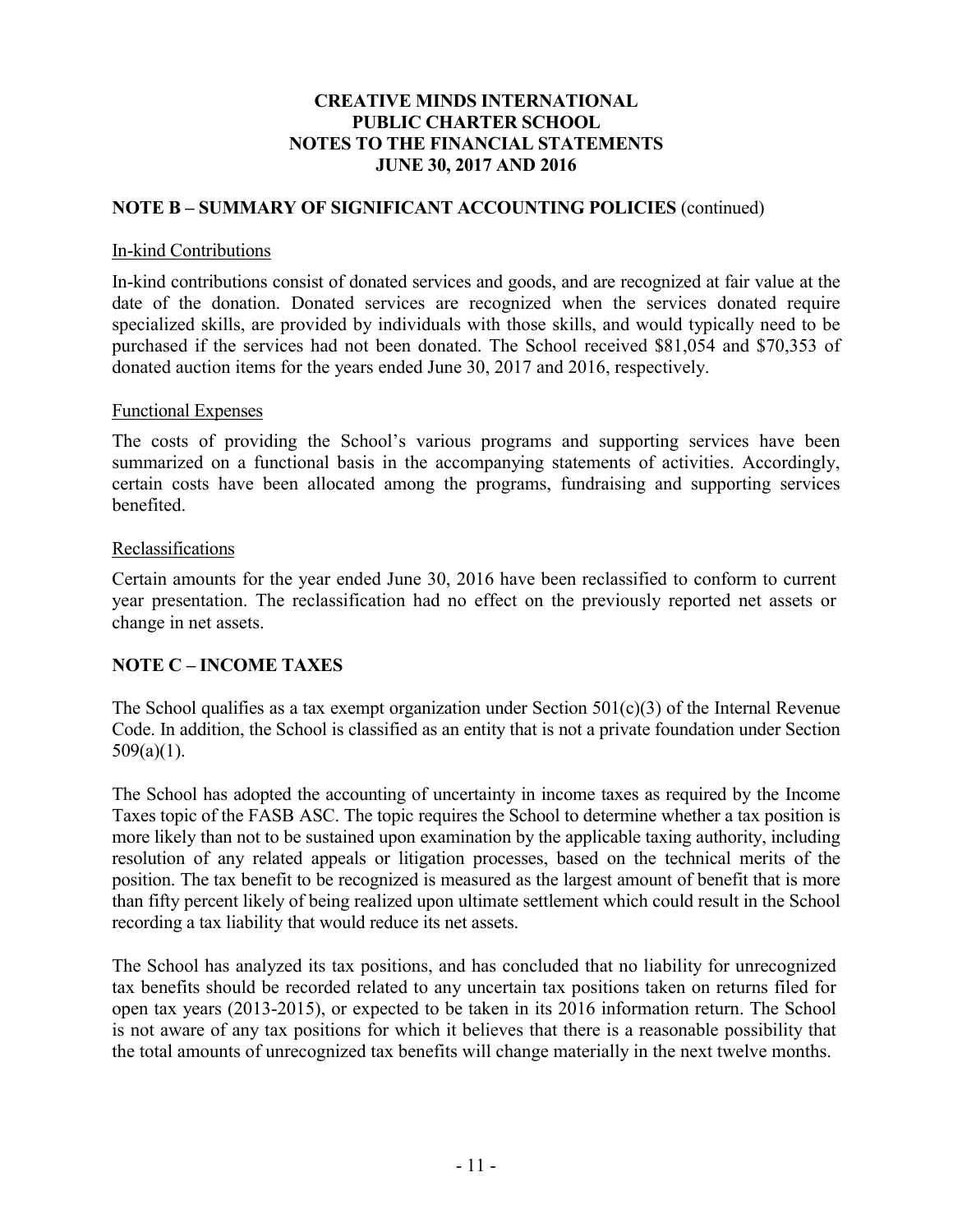# CREATIVE MINDS INTERNATIONAL PUBLIC CHARTER SCHOOL NOTES TO THE FINANCIAL STATEMENTS JUNE 30, 2017 AND 2016

## NOTE B – SUMMARY OF SIGNIFICANT ACCOUNTING POLICIES (continued)

### In-kind Contributions

In-kind contributions consist of donated services and goods, and are recognized at fair value at the date of the donation. Donated services are recognized when the services donated require specialized skills, are provided by individuals with those skills, and would typically need to be purchased if the services had not been donated. The School received $81,054 and $70,353 of donated auction items for the years ended June 30, 2017 and 2016, respectively.

### Functional Expenses

The costs of providing the School's various programs and supporting services have been summarized on a functional basis in the accompanying statements of activities. Accordingly, certain costs have been allocated among the programs, fundraising and supporting services benefited.

### Reclassifications

Certain amounts for the year ended June 30, 2016 have been reclassified to conform to current year presentation. The reclassification had no effect on the previously reported net assets or change in net assets.

## NOTE C – INCOME TAXES

The School qualifies as a tax exempt organization under Section 501(c)(3) of the Internal Revenue Code. In addition, the School is classified as an entity that is not a private foundation under Section 509(a)(1).

The School has adopted the accounting of uncertainty in income taxes as required by the Income Taxes topic of the FASB ASC. The topic requires the School to determine whether a tax position is more likely than not to be sustained upon examination by the applicable taxing authority, including resolution of any related appeals or litigation processes, based on the technical merits of the position. The tax benefit to be recognized is measured as the largest amount of benefit that is more than fifty percent likely of being realized upon ultimate settlement which could result in the School recording a tax liability that would reduce its net assets.

The School has analyzed its tax positions, and has concluded that no liability for unrecognized tax benefits should be recorded related to any uncertain tax positions taken on returns filed for open tax years (2013-2015), or expected to be taken in its 2016 information return. The School is not aware of any tax positions for which it believes that there is a reasonable possibility that the total amounts of unrecognized tax benefits will change materially in the next twelve months.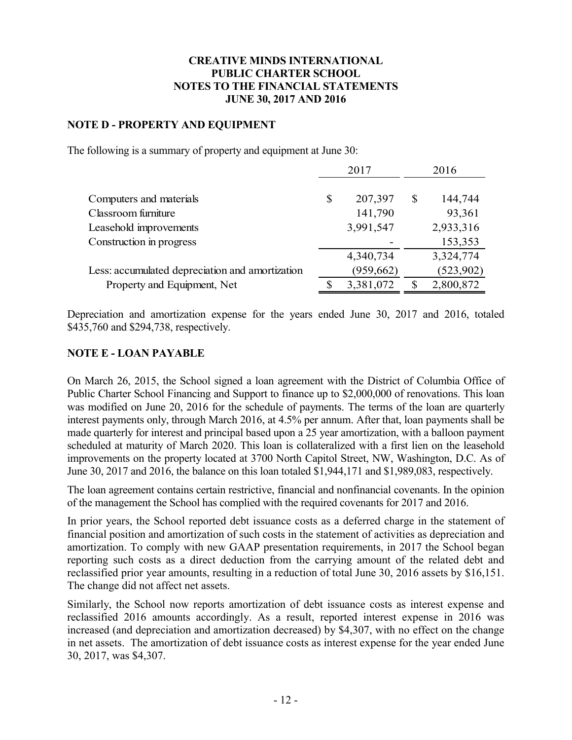**CREATIVE MINDS INTERNATIONAL**
**PUBLIC CHARTER SCHOOL**
**NOTES TO THE FINANCIAL STATEMENTS**
**JUNE 30, 2017 AND 2016**

## NOTE D - PROPERTY AND EQUIPMENT

The following is a summary of property and equipment at June 30:

| | 2017 | 2016 |
|---|---|---|
| Computers and materials | $ 207,397 | $ 144,744 |
| Classroom furniture | 141,790 | 93,361 |
| Leasehold improvements | 3,991,547 | 2,933,316 |
| Construction in progress | - | 153,353 |
| | 4,340,734 | 3,324,774 |
| Less: accumulated depreciation and amortization | (959,662) | (523,902) |
| Property and Equipment, Net | $ 3,381,072 | $ 2,800,872 |

Depreciation and amortization expense for the years ended June 30, 2017 and 2016, totaled $435,760 and $294,738, respectively.

## NOTE E - LOAN PAYABLE

On March 26, 2015, the School signed a loan agreement with the District of Columbia Office of Public Charter School Financing and Support to finance up to $2,000,000 of renovations. This loan was modified on June 20, 2016 for the schedule of payments. The terms of the loan are quarterly interest payments only, through March 2016, at 4.5% per annum. After that, loan payments shall be made quarterly for interest and principal based upon a 25 year amortization, with a balloon payment scheduled at maturity of March 2020. This loan is collateralized with a first lien on the leasehold improvements on the property located at 3700 North Capitol Street, NW, Washington, D.C. As of June 30, 2017 and 2016, the balance on this loan totaled $1,944,171 and $1,989,083, respectively.

The loan agreement contains certain restrictive, financial and nonfinancial covenants. In the opinion of the management the School has complied with the required covenants for 2017 and 2016.

In prior years, the School reported debt issuance costs as a deferred charge in the statement of financial position and amortization of such costs in the statement of activities as depreciation and amortization. To comply with new GAAP presentation requirements, in 2017 the School began reporting such costs as a direct deduction from the carrying amount of the related debt and reclassified prior year amounts, resulting in a reduction of total June 30, 2016 assets by $16,151. The change did not affect net assets.

Similarly, the School now reports amortization of debt issuance costs as interest expense and reclassified 2016 amounts accordingly. As a result, reported interest expense in 2016 was increased (and depreciation and amortization decreased) by $4,307, with no effect on the change in net assets. The amortization of debt issuance costs as interest expense for the year ended June 30, 2017, was $4,307.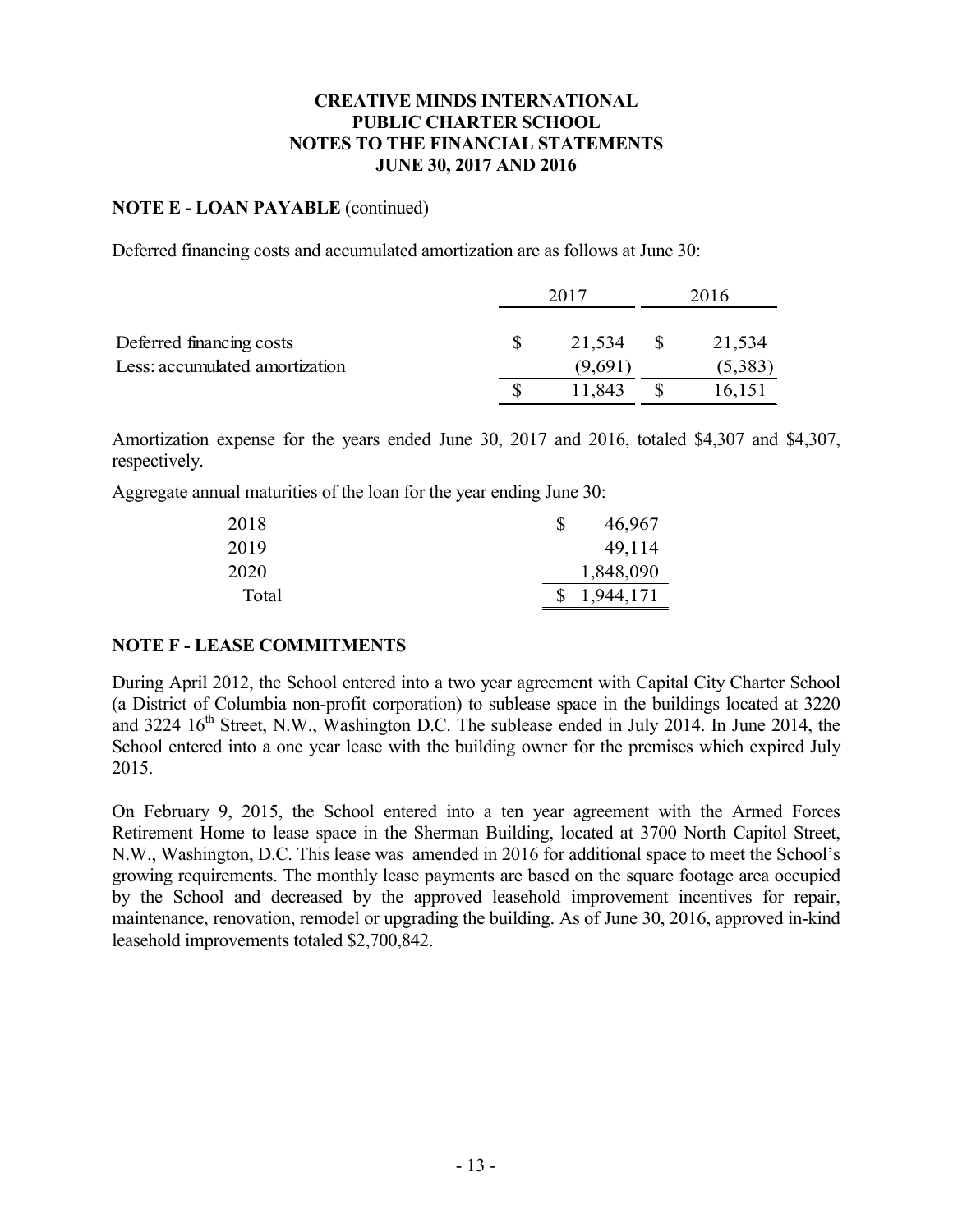**CREATIVE MINDS INTERNATIONAL PUBLIC CHARTER SCHOOL NOTES TO THE FINANCIAL STATEMENTS JUNE 30, 2017 AND 2016**

**NOTE E - LOAN PAYABLE** (continued)

Deferred financing costs and accumulated amortization are as follows at June 30:

| | 2017 | 2016 |
|---|---|---|
| Deferred financing costs | $ 21,534 | $ 21,534 |
| Less: accumulated amortization | (9,691) | (5,383) |
| | $ 11,843 | $ 16,151 |

Amortization expense for the years ended June 30, 2017 and 2016, totaled $4,307 and $4,307, respectively.

Aggregate annual maturities of the loan for the year ending June 30:

| | |
|---|---|
| 2018 | $ 46,967 |
| 2019 | 49,114 |
| 2020 | 1,848,090 |
| Total | $ 1,944,171 |

**NOTE F - LEASE COMMITMENTS**

During April 2012, the School entered into a two year agreement with Capital City Charter School (a District of Columbia non-profit corporation) to sublease space in the buildings located at 3220 and 3224 16th Street, N.W., Washington D.C. The sublease ended in July 2014. In June 2014, the School entered into a one year lease with the building owner for the premises which expired July 2015.

On February 9, 2015, the School entered into a ten year agreement with the Armed Forces Retirement Home to lease space in the Sherman Building, located at 3700 North Capitol Street, N.W., Washington, D.C. This lease was amended in 2016 for additional space to meet the School's growing requirements. The monthly lease payments are based on the square footage area occupied by the School and decreased by the approved leasehold improvement incentives for repair, maintenance, renovation, remodel or upgrading the building. As of June 30, 2016, approved in-kind leasehold improvements totaled $2,700,842.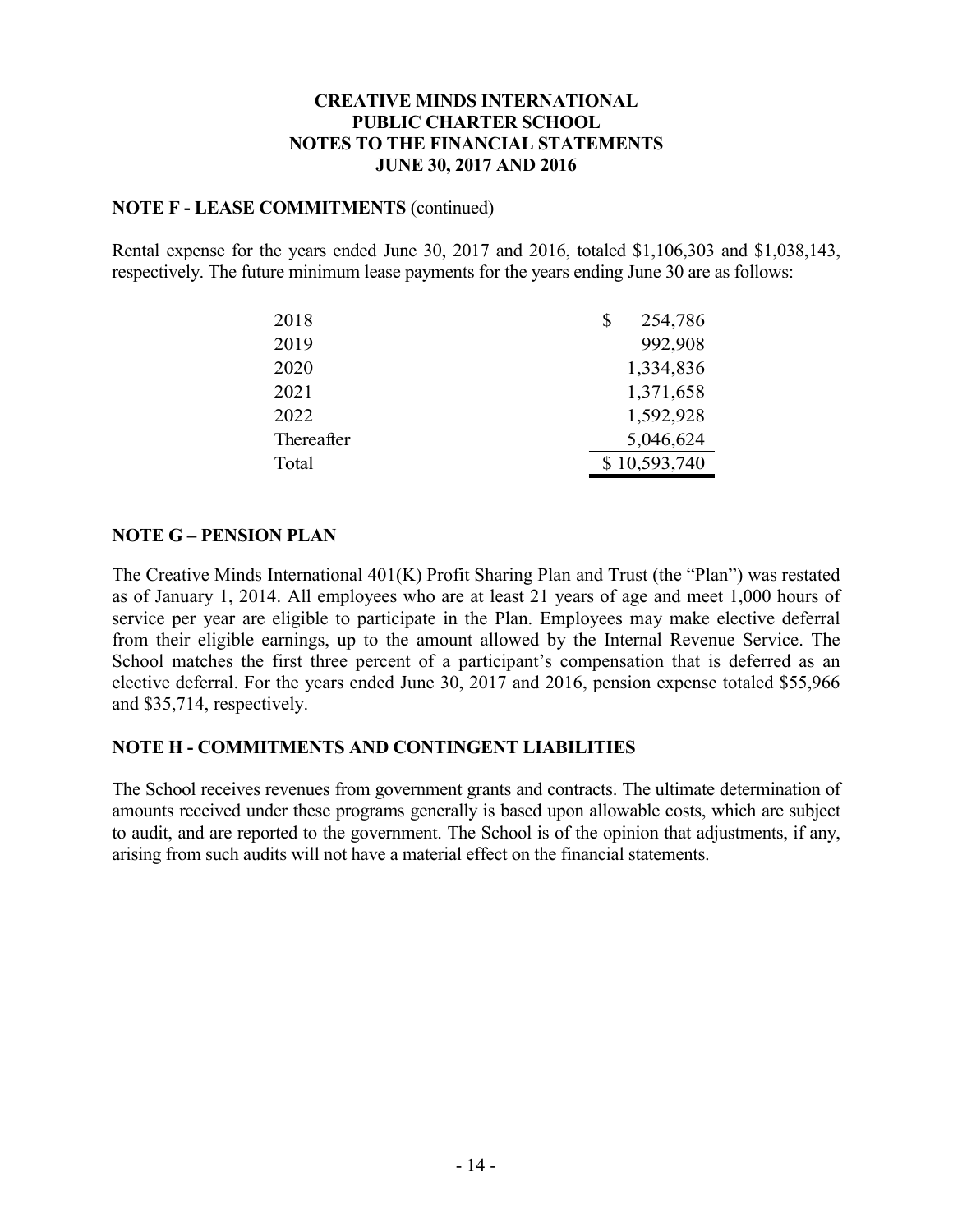# CREATIVE MINDS INTERNATIONAL PUBLIC CHARTER SCHOOL
## NOTES TO THE FINANCIAL STATEMENTS
## JUNE 30, 2017 AND 2016

**NOTE F - LEASE COMMITMENTS** (continued)

Rental expense for the years ended June 30, 2017 and 2016, totaled $1,106,303 and $1,038,143, respectively. The future minimum lease payments for the years ending June 30 are as follows:

| | |
|---|---|
| 2018 | $ 254,786 |
| 2019 | 992,908 |
| 2020 | 1,334,836 |
| 2021 | 1,371,658 |
| 2022 | 1,592,928 |
| Thereafter | 5,046,624 |
| Total | $ 10,593,740 |

**NOTE G – PENSION PLAN**

The Creative Minds International 401(K) Profit Sharing Plan and Trust (the "Plan") was restated as of January 1, 2014. All employees who are at least 21 years of age and meet 1,000 hours of service per year are eligible to participate in the Plan. Employees may make elective deferral from their eligible earnings, up to the amount allowed by the Internal Revenue Service. The School matches the first three percent of a participant's compensation that is deferred as an elective deferral. For the years ended June 30, 2017 and 2016, pension expense totaled $55,966 and $35,714, respectively.

**NOTE H - COMMITMENTS AND CONTINGENT LIABILITIES**

The School receives revenues from government grants and contracts. The ultimate determination of amounts received under these programs generally is based upon allowable costs, which are subject to audit, and are reported to the government. The School is of the opinion that adjustments, if any, arising from such audits will not have a material effect on the financial statements.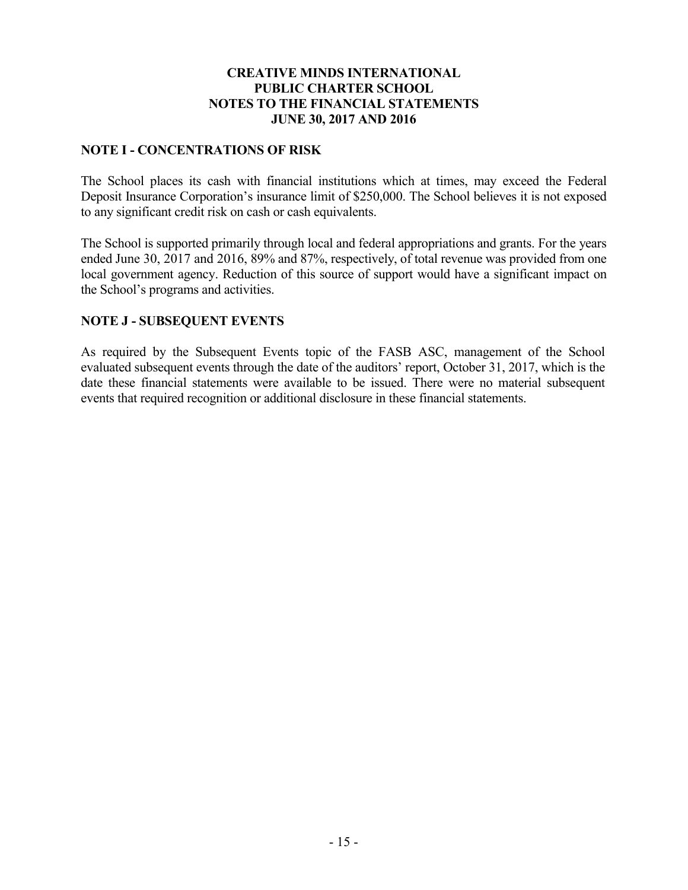**CREATIVE MINDS INTERNATIONAL**
**PUBLIC CHARTER SCHOOL**
**NOTES TO THE FINANCIAL STATEMENTS**
**JUNE 30, 2017 AND 2016**

## NOTE I - CONCENTRATIONS OF RISK

The School places its cash with financial institutions which at times, may exceed the Federal Deposit Insurance Corporation's insurance limit of $250,000. The School believes it is not exposed to any significant credit risk on cash or cash equivalents.

The School is supported primarily through local and federal appropriations and grants. For the years ended June 30, 2017 and 2016, 89% and 87%, respectively, of total revenue was provided from one local government agency. Reduction of this source of support would have a significant impact on the School's programs and activities.

## NOTE J - SUBSEQUENT EVENTS

As required by the Subsequent Events topic of the FASB ASC, management of the School evaluated subsequent events through the date of the auditors' report, October 31, 2017, which is the date these financial statements were available to be issued. There were no material subsequent events that required recognition or additional disclosure in these financial statements.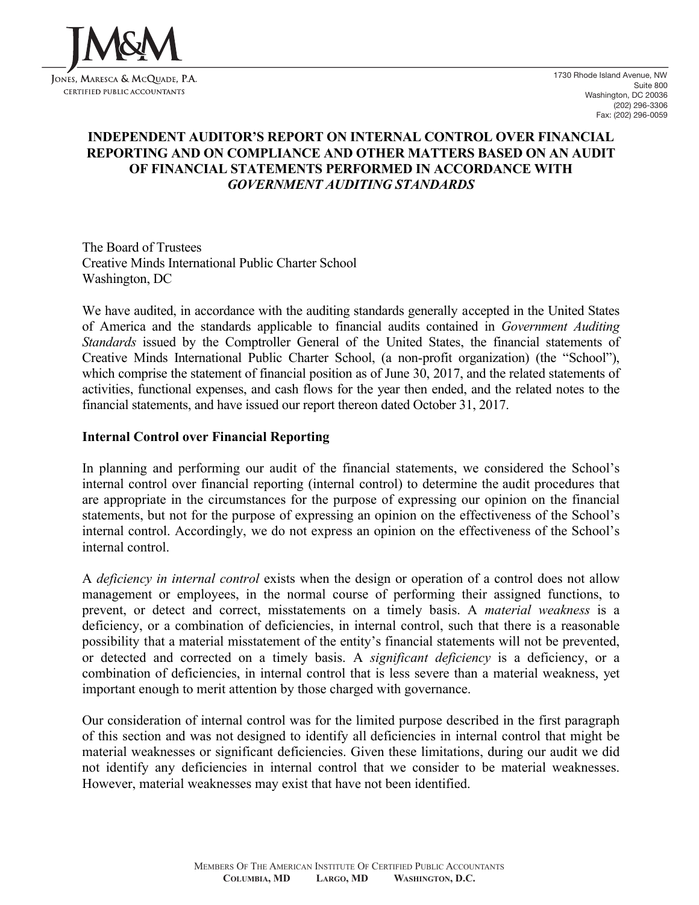JM&M

Jones, Maresca & McQuade, P.A.
Certified Public Accountants

1730 Rhode Island Avenue, NW
Suite 800
Washington, DC 20036
(202) 296-3306
Fax: (202) 296-0059

# INDEPENDENT AUDITOR'S REPORT ON INTERNAL CONTROL OVER FINANCIAL REPORTING AND ON COMPLIANCE AND OTHER MATTERS BASED ON AN AUDIT OF FINANCIAL STATEMENTS PERFORMED IN ACCORDANCE WITH *GOVERNMENT AUDITING STANDARDS*

The Board of Trustees
Creative Minds International Public Charter School
Washington, DC

We have audited, in accordance with the auditing standards generally accepted in the United States of America and the standards applicable to financial audits contained in *Government Auditing Standards* issued by the Comptroller General of the United States, the financial statements of Creative Minds International Public Charter School, (a non-profit organization) (the "School"), which comprise the statement of financial position as of June 30, 2017, and the related statements of activities, functional expenses, and cash flows for the year then ended, and the related notes to the financial statements, and have issued our report thereon dated October 31, 2017.

## Internal Control over Financial Reporting

In planning and performing our audit of the financial statements, we considered the School's internal control over financial reporting (internal control) to determine the audit procedures that are appropriate in the circumstances for the purpose of expressing our opinion on the financial statements, but not for the purpose of expressing an opinion on the effectiveness of the School's internal control. Accordingly, we do not express an opinion on the effectiveness of the School's internal control.

A *deficiency in internal control* exists when the design or operation of a control does not allow management or employees, in the normal course of performing their assigned functions, to prevent, or detect and correct, misstatements on a timely basis. A *material weakness* is a deficiency, or a combination of deficiencies, in internal control, such that there is a reasonable possibility that a material misstatement of the entity's financial statements will not be prevented, or detected and corrected on a timely basis. A *significant deficiency* is a deficiency, or a combination of deficiencies, in internal control that is less severe than a material weakness, yet important enough to merit attention by those charged with governance.

Our consideration of internal control was for the limited purpose described in the first paragraph of this section and was not designed to identify all deficiencies in internal control that might be material weaknesses or significant deficiencies. Given these limitations, during our audit we did not identify any deficiencies in internal control that we consider to be material weaknesses. However, material weaknesses may exist that have not been identified.

Members Of The American Institute Of Certified Public Accountants
Columbia, MD Largo, MD Washington, D.C.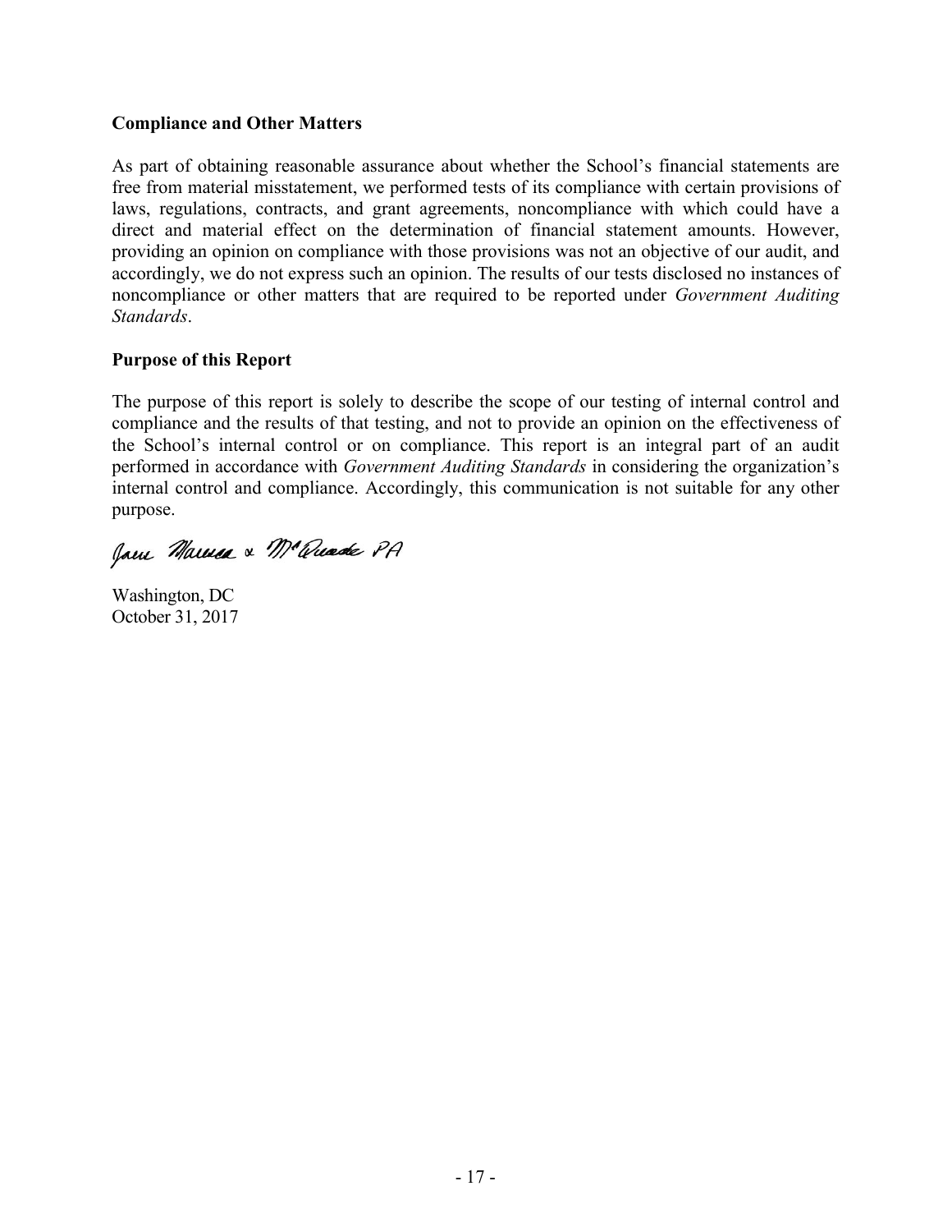**Compliance and Other Matters**

As part of obtaining reasonable assurance about whether the School's financial statements are free from material misstatement, we performed tests of its compliance with certain provisions of laws, regulations, contracts, and grant agreements, noncompliance with which could have a direct and material effect on the determination of financial statement amounts. However, providing an opinion on compliance with those provisions was not an objective of our audit, and accordingly, we do not express such an opinion. The results of our tests disclosed no instances of noncompliance or other matters that are required to be reported under *Government Auditing Standards*.

**Purpose of this Report**

The purpose of this report is solely to describe the scope of our testing of internal control and compliance and the results of that testing, and not to provide an opinion on the effectiveness of the School's internal control or on compliance. This report is an integral part of an audit performed in accordance with *Government Auditing Standards* in considering the organization's internal control and compliance. Accordingly, this communication is not suitable for any other purpose.

Jones Marasca & McQuade PA

Washington, DC
October 31, 2017